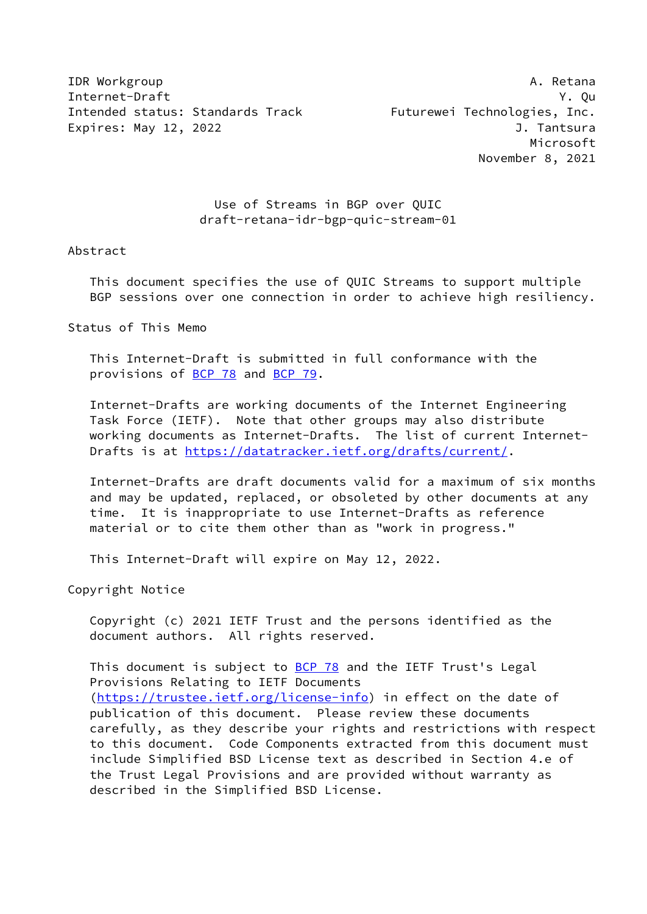IDR Workgroup                                                  A. Retana
Internet-Draft                                                     Y. Qu
Intended status: Standards Track          Futurewei Technologies, Inc.
Expires: May 12, 2022                                        J. Tantsura
                                                               Microsoft
                                                        November 8, 2021

# Use of Streams in BGP over QUIC
## draft-retana-idr-bgp-quic-stream-01

## Abstract

This document specifies the use of QUIC Streams to support multiple BGP sessions over one connection in order to achieve high resiliency.

## Status of This Memo

This Internet-Draft is submitted in full conformance with the provisions of BCP 78 and BCP 79.

Internet-Drafts are working documents of the Internet Engineering Task Force (IETF). Note that other groups may also distribute working documents as Internet-Drafts. The list of current Internet-Drafts is at https://datatracker.ietf.org/drafts/current/.

Internet-Drafts are draft documents valid for a maximum of six months and may be updated, replaced, or obsoleted by other documents at any time. It is inappropriate to use Internet-Drafts as reference material or to cite them other than as "work in progress."

This Internet-Draft will expire on May 12, 2022.

## Copyright Notice

Copyright (c) 2021 IETF Trust and the persons identified as the document authors. All rights reserved.

This document is subject to BCP 78 and the IETF Trust's Legal Provisions Relating to IETF Documents (https://trustee.ietf.org/license-info) in effect on the date of publication of this document. Please review these documents carefully, as they describe your rights and restrictions with respect to this document. Code Components extracted from this document must include Simplified BSD License text as described in Section 4.e of the Trust Legal Provisions and are provided without warranty as described in the Simplified BSD License.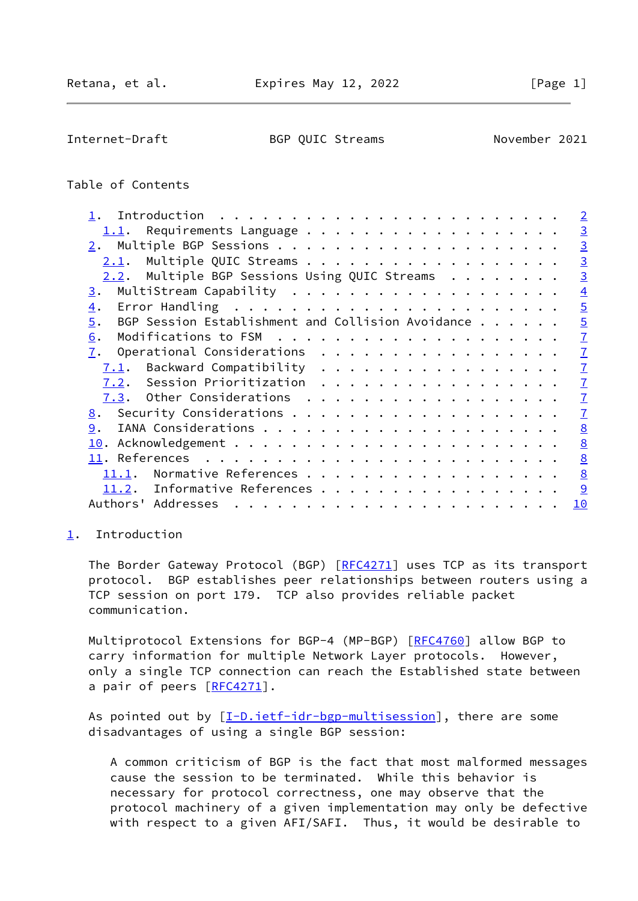Table of Contents

- 1. Introduction . . . . . . . . . . . . . . . . . . . . . . . . 2
  - 1.1. Requirements Language . . . . . . . . . . . . . . . . . . 3
- 2. Multiple BGP Sessions . . . . . . . . . . . . . . . . . . . . 3
  - 2.1. Multiple QUIC Streams . . . . . . . . . . . . . . . . . . 3
  - 2.2. Multiple BGP Sessions Using QUIC Streams . . . . . . . . 3
- 3. MultiStream Capability . . . . . . . . . . . . . . . . . . . 4
- 4. Error Handling . . . . . . . . . . . . . . . . . . . . . . . 5
- 5. BGP Session Establishment and Collision Avoidance . . . . . . 5
- 6. Modifications to FSM . . . . . . . . . . . . . . . . . . . . 7
- 7. Operational Considerations . . . . . . . . . . . . . . . . . 7
  - 7.1. Backward Compatibility . . . . . . . . . . . . . . . . . 7
  - 7.2. Session Prioritization . . . . . . . . . . . . . . . . . 7
  - 7.3. Other Considerations . . . . . . . . . . . . . . . . . . 7
- 8. Security Considerations . . . . . . . . . . . . . . . . . . . 7
- 9. IANA Considerations . . . . . . . . . . . . . . . . . . . . . 8
- 10. Acknowledgement . . . . . . . . . . . . . . . . . . . . . . . 8
- 11. References . . . . . . . . . . . . . . . . . . . . . . . . . 8
  - 11.1. Normative References . . . . . . . . . . . . . . . . . . 8
  - 11.2. Informative References . . . . . . . . . . . . . . . . . 9
- Authors' Addresses . . . . . . . . . . . . . . . . . . . . . . . 10

## 1. Introduction

The Border Gateway Protocol (BGP) [RFC4271] uses TCP as its transport protocol. BGP establishes peer relationships between routers using a TCP session on port 179. TCP also provides reliable packet communication.

Multiprotocol Extensions for BGP-4 (MP-BGP) [RFC4760] allow BGP to carry information for multiple Network Layer protocols. However, only a single TCP connection can reach the Established state between a pair of peers [RFC4271].

As pointed out by [I-D.ietf-idr-bgp-multisession], there are some disadvantages of using a single BGP session:

> A common criticism of BGP is the fact that most malformed messages cause the session to be terminated. While this behavior is necessary for protocol correctness, one may observe that the protocol machinery of a given implementation may only be defective with respect to a given AFI/SAFI. Thus, it would be desirable to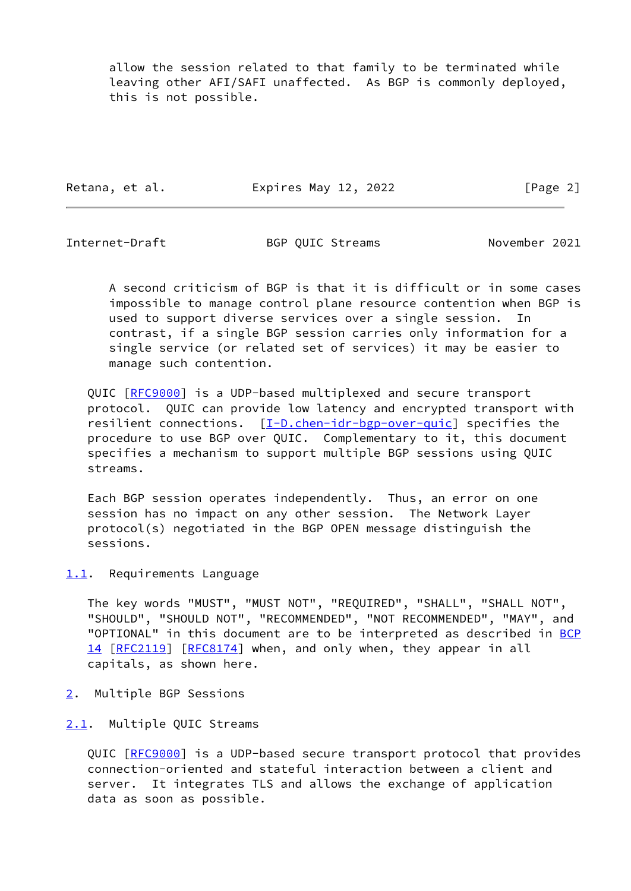allow the session related to that family to be terminated while leaving other AFI/SAFI unaffected. As BGP is commonly deployed, this is not possible.

A second criticism of BGP is that it is difficult or in some cases impossible to manage control plane resource contention when BGP is used to support diverse services over a single session. In contrast, if a single BGP session carries only information for a single service (or related set of services) it may be easier to manage such contention.

QUIC [RFC9000] is a UDP-based multiplexed and secure transport protocol. QUIC can provide low latency and encrypted transport with resilient connections. [I-D.chen-idr-bgp-over-quic] specifies the procedure to use BGP over QUIC. Complementary to it, this document specifies a mechanism to support multiple BGP sessions using QUIC streams.

Each BGP session operates independently. Thus, an error on one session has no impact on any other session. The Network Layer protocol(s) negotiated in the BGP OPEN message distinguish the sessions.

### 1.1. Requirements Language

The key words "MUST", "MUST NOT", "REQUIRED", "SHALL", "SHALL NOT", "SHOULD", "SHOULD NOT", "RECOMMENDED", "NOT RECOMMENDED", "MAY", and "OPTIONAL" in this document are to be interpreted as described in BCP 14 [RFC2119] [RFC8174] when, and only when, they appear in all capitals, as shown here.

## 2. Multiple BGP Sessions

### 2.1. Multiple QUIC Streams

QUIC [RFC9000] is a UDP-based secure transport protocol that provides connection-oriented and stateful interaction between a client and server. It integrates TLS and allows the exchange of application data as soon as possible.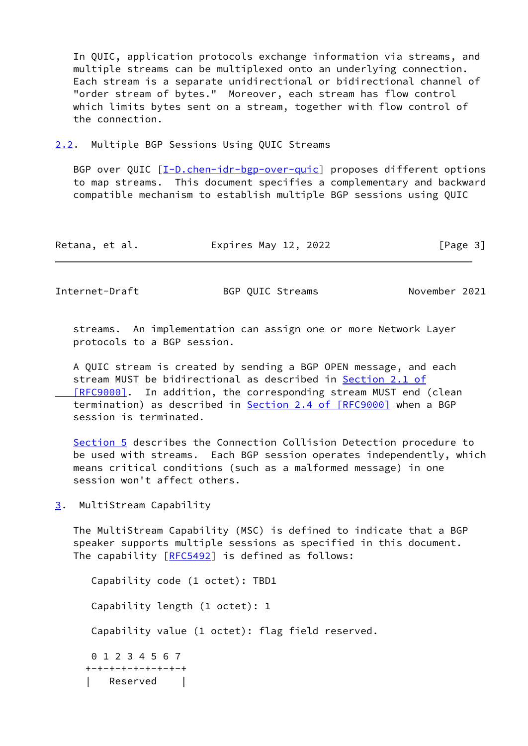In QUIC, application protocols exchange information via streams, and multiple streams can be multiplexed onto an underlying connection. Each stream is a separate unidirectional or bidirectional channel of "order stream of bytes." Moreover, each stream has flow control which limits bytes sent on a stream, together with flow control of the connection.

## 2.2. Multiple BGP Sessions Using QUIC Streams

BGP over QUIC [I-D.chen-idr-bgp-over-quic] proposes different options to map streams. This document specifies a complementary and backward compatible mechanism to establish multiple BGP sessions using QUIC streams. An implementation can assign one or more Network Layer protocols to a BGP session.

A QUIC stream is created by sending a BGP OPEN message, and each stream MUST be bidirectional as described in Section 2.1 of [RFC9000]. In addition, the corresponding stream MUST end (clean termination) as described in Section 2.4 of [RFC9000] when a BGP session is terminated.

Section 5 describes the Connection Collision Detection procedure to be used with streams. Each BGP session operates independently, which means critical conditions (such as a malformed message) in one session won't affect others.

# 3. MultiStream Capability

The MultiStream Capability (MSC) is defined to indicate that a BGP speaker supports multiple sessions as specified in this document. The capability [RFC5492] is defined as follows:

Capability code (1 octet): TBD1

Capability length (1 octet): 1

Capability value (1 octet): flag field reserved.

```
 0 1 2 3 4 5 6 7
+-+-+-+-+-+-+-+-+
|   Reserved    |
```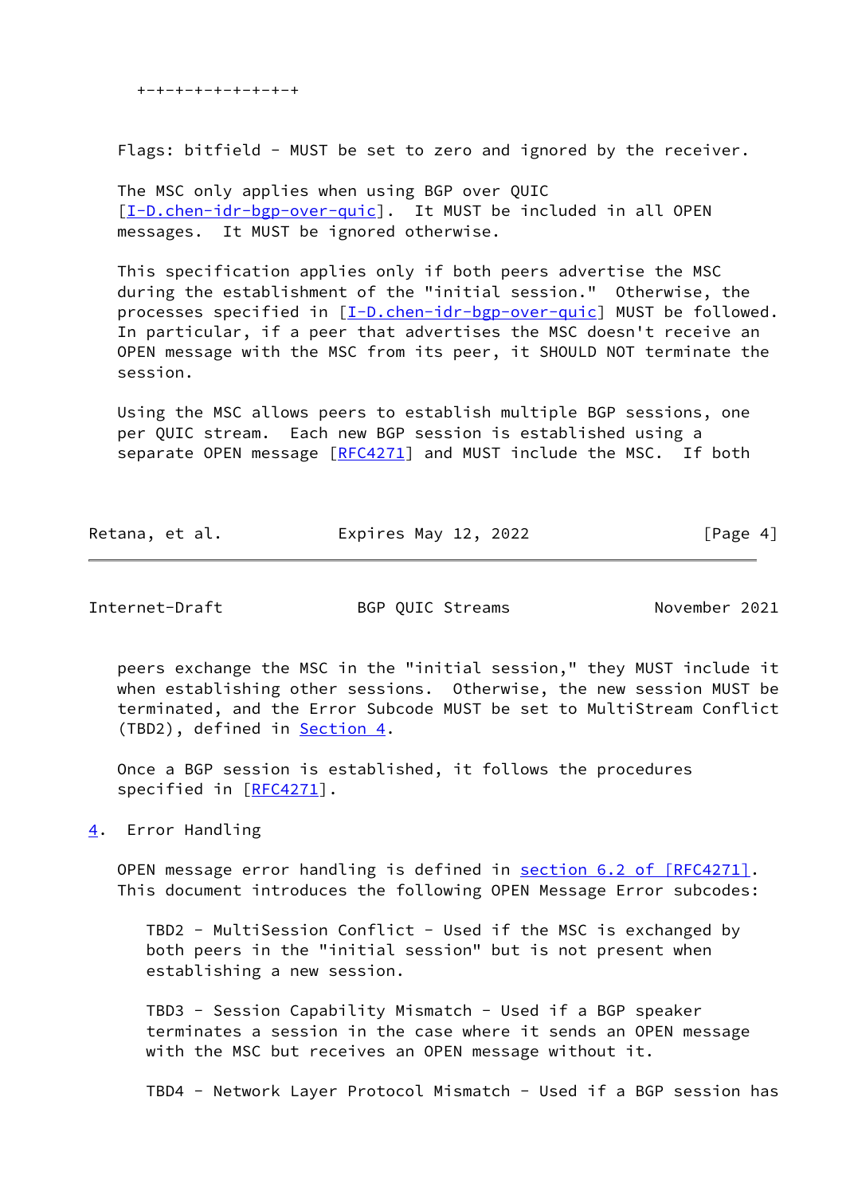```
+-+-+-+-+-+-+-+-+
```

Flags: bitfield - MUST be set to zero and ignored by the receiver.

The MSC only applies when using BGP over QUIC [I-D.chen-idr-bgp-over-quic]. It MUST be included in all OPEN messages. It MUST be ignored otherwise.

This specification applies only if both peers advertise the MSC during the establishment of the "initial session." Otherwise, the processes specified in [I-D.chen-idr-bgp-over-quic] MUST be followed. In particular, if a peer that advertises the MSC doesn't receive an OPEN message with the MSC from its peer, it SHOULD NOT terminate the session.

Using the MSC allows peers to establish multiple BGP sessions, one per QUIC stream. Each new BGP session is established using a separate OPEN message [RFC4271] and MUST include the MSC. If both peers exchange the MSC in the "initial session," they MUST include it when establishing other sessions. Otherwise, the new session MUST be terminated, and the Error Subcode MUST be set to MultiStream Conflict (TBD2), defined in Section 4.

Once a BGP session is established, it follows the procedures specified in [RFC4271].

## 4. Error Handling

OPEN message error handling is defined in section 6.2 of [RFC4271]. This document introduces the following OPEN Message Error subcodes:

TBD2 - MultiSession Conflict - Used if the MSC is exchanged by both peers in the "initial session" but is not present when establishing a new session.

TBD3 - Session Capability Mismatch - Used if a BGP speaker terminates a session in the case where it sends an OPEN message with the MSC but receives an OPEN message without it.

TBD4 - Network Layer Protocol Mismatch - Used if a BGP session has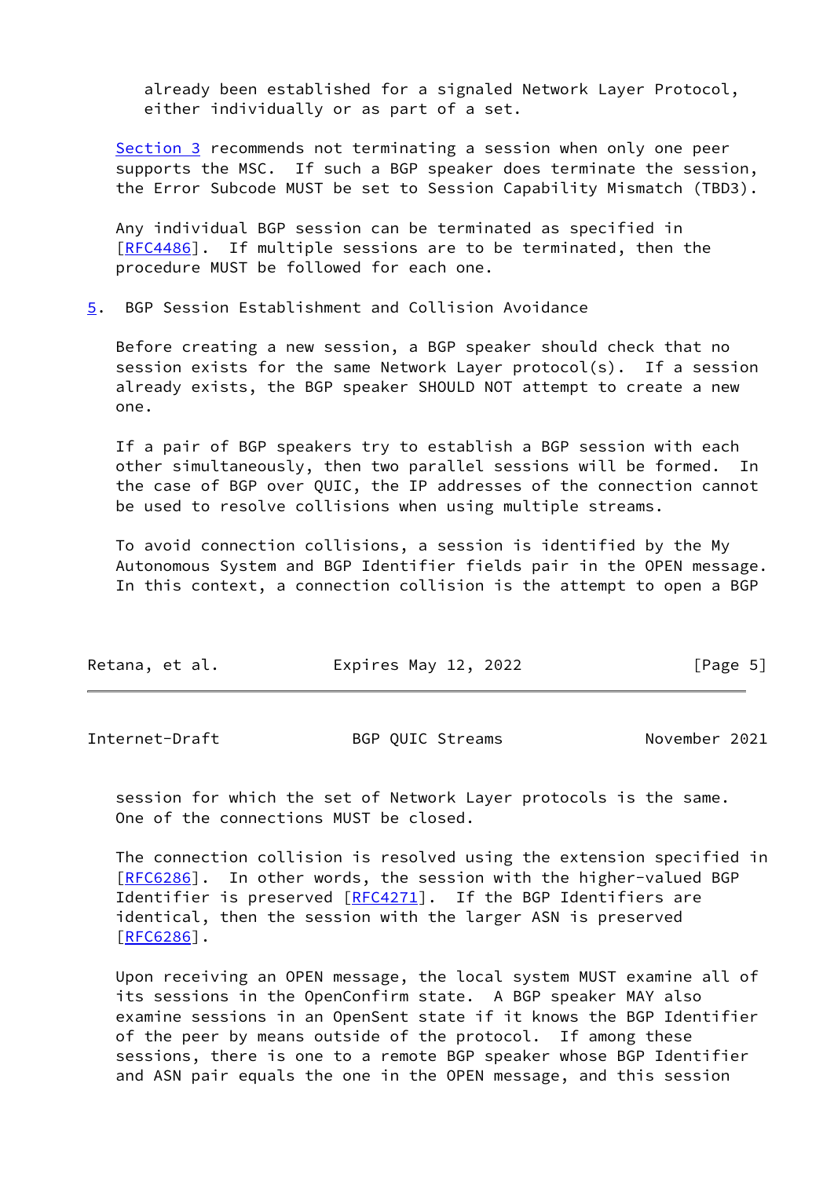already been established for a signaled Network Layer Protocol, either individually or as part of a set.

Section 3 recommends not terminating a session when only one peer supports the MSC. If such a BGP speaker does terminate the session, the Error Subcode MUST be set to Session Capability Mismatch (TBD3).

Any individual BGP session can be terminated as specified in [RFC4486]. If multiple sessions are to be terminated, then the procedure MUST be followed for each one.

## 5. BGP Session Establishment and Collision Avoidance

Before creating a new session, a BGP speaker should check that no session exists for the same Network Layer protocol(s). If a session already exists, the BGP speaker SHOULD NOT attempt to create a new one.

If a pair of BGP speakers try to establish a BGP session with each other simultaneously, then two parallel sessions will be formed. In the case of BGP over QUIC, the IP addresses of the connection cannot be used to resolve collisions when using multiple streams.

To avoid connection collisions, a session is identified by the My Autonomous System and BGP Identifier fields pair in the OPEN message. In this context, a connection collision is the attempt to open a BGP session for which the set of Network Layer protocols is the same. One of the connections MUST be closed.

The connection collision is resolved using the extension specified in [RFC6286]. In other words, the session with the higher-valued BGP Identifier is preserved [RFC4271]. If the BGP Identifiers are identical, then the session with the larger ASN is preserved [RFC6286].

Upon receiving an OPEN message, the local system MUST examine all of its sessions in the OpenConfirm state. A BGP speaker MAY also examine sessions in an OpenSent state if it knows the BGP Identifier of the peer by means outside of the protocol. If among these sessions, there is one to a remote BGP speaker whose BGP Identifier and ASN pair equals the one in the OPEN message, and this session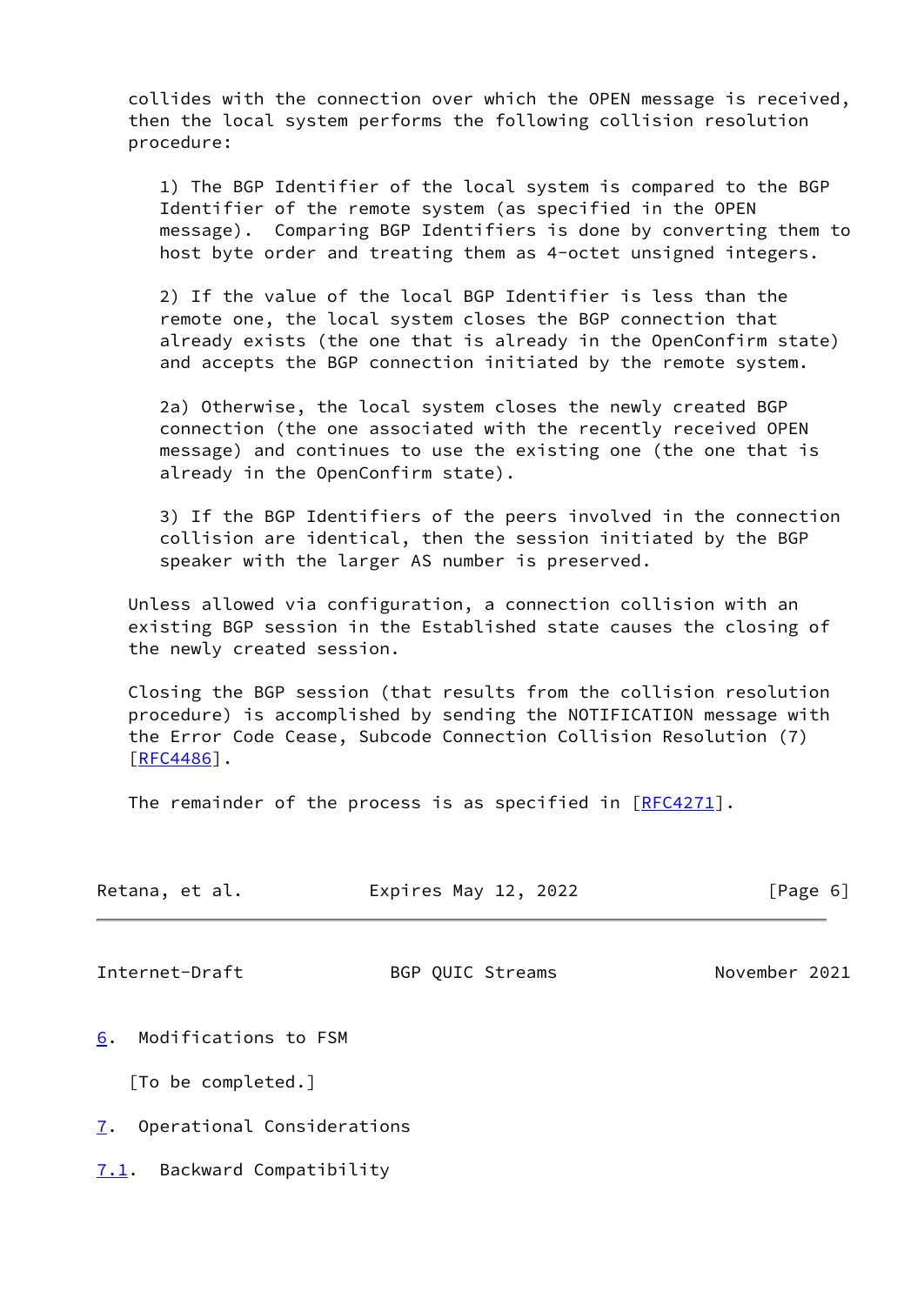collides with the connection over which the OPEN message is received, then the local system performs the following collision resolution procedure:

1) The BGP Identifier of the local system is compared to the BGP Identifier of the remote system (as specified in the OPEN message). Comparing BGP Identifiers is done by converting them to host byte order and treating them as 4-octet unsigned integers.

2) If the value of the local BGP Identifier is less than the remote one, the local system closes the BGP connection that already exists (the one that is already in the OpenConfirm state) and accepts the BGP connection initiated by the remote system.

2a) Otherwise, the local system closes the newly created BGP connection (the one associated with the recently received OPEN message) and continues to use the existing one (the one that is already in the OpenConfirm state).

3) If the BGP Identifiers of the peers involved in the connection collision are identical, then the session initiated by the BGP speaker with the larger AS number is preserved.

Unless allowed via configuration, a connection collision with an existing BGP session in the Established state causes the closing of the newly created session.

Closing the BGP session (that results from the collision resolution procedure) is accomplished by sending the NOTIFICATION message with the Error Code Cease, Subcode Connection Collision Resolution (7) [RFC4486].

The remainder of the process is as specified in [RFC4271].

## 6. Modifications to FSM

[To be completed.]

## 7. Operational Considerations

### 7.1. Backward Compatibility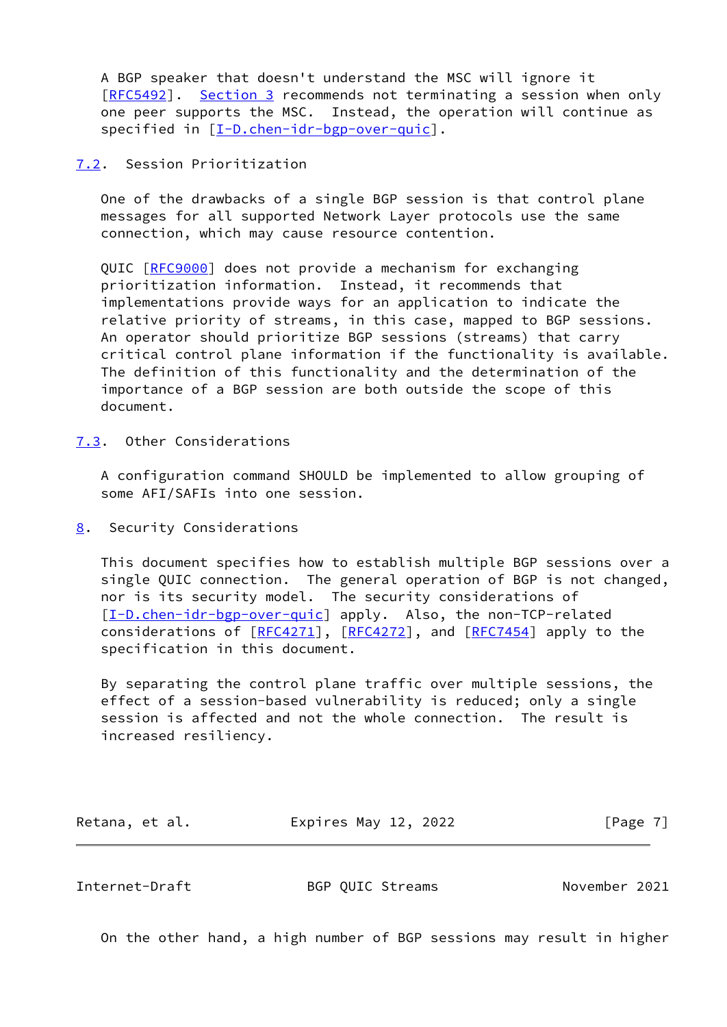A BGP speaker that doesn't understand the MSC will ignore it [RFC5492]. Section 3 recommends not terminating a session when only one peer supports the MSC. Instead, the operation will continue as specified in [I-D.chen-idr-bgp-over-quic].

## 7.2. Session Prioritization

One of the drawbacks of a single BGP session is that control plane messages for all supported Network Layer protocols use the same connection, which may cause resource contention.

QUIC [RFC9000] does not provide a mechanism for exchanging prioritization information. Instead, it recommends that implementations provide ways for an application to indicate the relative priority of streams, in this case, mapped to BGP sessions. An operator should prioritize BGP sessions (streams) that carry critical control plane information if the functionality is available. The definition of this functionality and the determination of the importance of a BGP session are both outside the scope of this document.

## 7.3. Other Considerations

A configuration command SHOULD be implemented to allow grouping of some AFI/SAFIs into one session.

# 8. Security Considerations

This document specifies how to establish multiple BGP sessions over a single QUIC connection. The general operation of BGP is not changed, nor is its security model. The security considerations of [I-D.chen-idr-bgp-over-quic] apply. Also, the non-TCP-related considerations of [RFC4271], [RFC4272], and [RFC7454] apply to the specification in this document.

By separating the control plane traffic over multiple sessions, the effect of a session-based vulnerability is reduced; only a single session is affected and not the whole connection. The result is increased resiliency.

On the other hand, a high number of BGP sessions may result in higher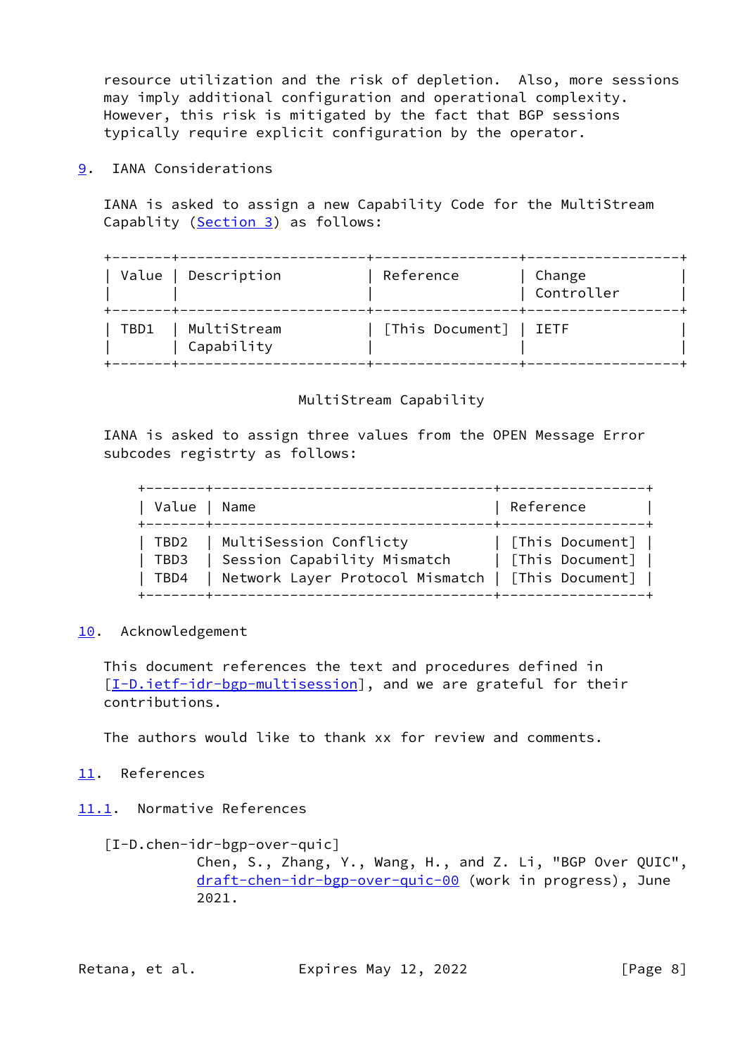resource utilization and the risk of depletion. Also, more sessions may imply additional configuration and operational complexity. However, this risk is mitigated by the fact that BGP sessions typically require explicit configuration by the operator.

## 9. IANA Considerations

IANA is asked to assign a new Capability Code for the MultiStream Capablity (Section 3) as follows:

| Value | Description | Reference | Change Controller |
| --- | --- | --- | --- |
| TBD1 | MultiStream Capability | [This Document] | IETF |

MultiStream Capability

IANA is asked to assign three values from the OPEN Message Error subcodes registrty as follows:

| Value | Name | Reference |
| --- | --- | --- |
| TBD2 | MultiSession Conflicty | [This Document] |
| TBD3 | Session Capability Mismatch | [This Document] |
| TBD4 | Network Layer Protocol Mismatch | [This Document] |

## 10. Acknowledgement

This document references the text and procedures defined in [I-D.ietf-idr-bgp-multisession], and we are grateful for their contributions.

The authors would like to thank xx for review and comments.

## 11. References

### 11.1. Normative References

[I-D.chen-idr-bgp-over-quic]
Chen, S., Zhang, Y., Wang, H., and Z. Li, "BGP Over QUIC", draft-chen-idr-bgp-over-quic-00 (work in progress), June 2021.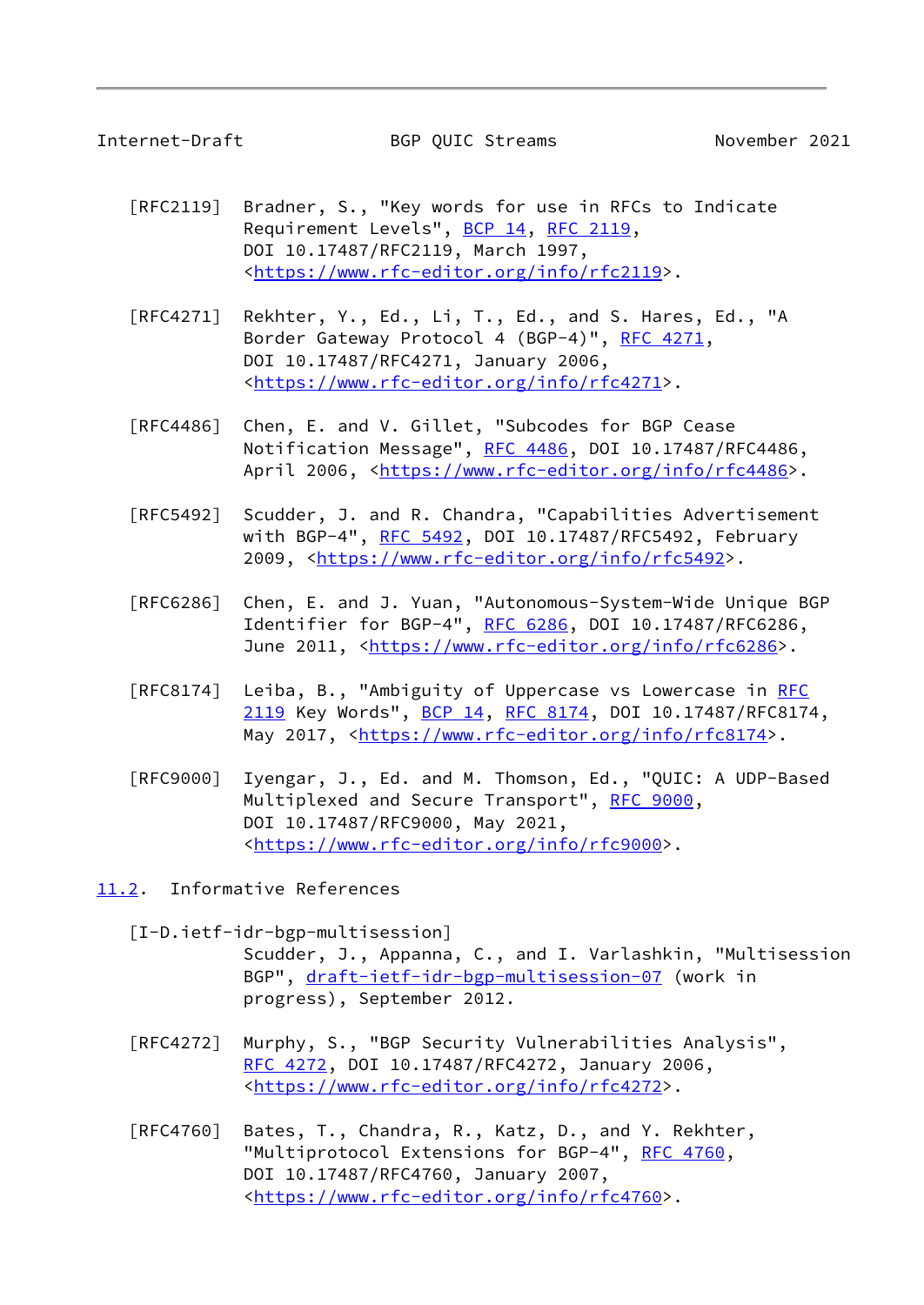[RFC2119] Bradner, S., "Key words for use in RFCs to Indicate Requirement Levels", BCP 14, RFC 2119, DOI 10.17487/RFC2119, March 1997, <https://www.rfc-editor.org/info/rfc2119>.

[RFC4271] Rekhter, Y., Ed., Li, T., Ed., and S. Hares, Ed., "A Border Gateway Protocol 4 (BGP-4)", RFC 4271, DOI 10.17487/RFC4271, January 2006, <https://www.rfc-editor.org/info/rfc4271>.

[RFC4486] Chen, E. and V. Gillet, "Subcodes for BGP Cease Notification Message", RFC 4486, DOI 10.17487/RFC4486, April 2006, <https://www.rfc-editor.org/info/rfc4486>.

[RFC5492] Scudder, J. and R. Chandra, "Capabilities Advertisement with BGP-4", RFC 5492, DOI 10.17487/RFC5492, February 2009, <https://www.rfc-editor.org/info/rfc5492>.

[RFC6286] Chen, E. and J. Yuan, "Autonomous-System-Wide Unique BGP Identifier for BGP-4", RFC 6286, DOI 10.17487/RFC6286, June 2011, <https://www.rfc-editor.org/info/rfc6286>.

[RFC8174] Leiba, B., "Ambiguity of Uppercase vs Lowercase in RFC 2119 Key Words", BCP 14, RFC 8174, DOI 10.17487/RFC8174, May 2017, <https://www.rfc-editor.org/info/rfc8174>.

[RFC9000] Iyengar, J., Ed. and M. Thomson, Ed., "QUIC: A UDP-Based Multiplexed and Secure Transport", RFC 9000, DOI 10.17487/RFC9000, May 2021, <https://www.rfc-editor.org/info/rfc9000>.

### 11.2. Informative References

[I-D.ietf-idr-bgp-multisession] Scudder, J., Appanna, C., and I. Varlashkin, "Multisession BGP", draft-ietf-idr-bgp-multisession-07 (work in progress), September 2012.

[RFC4272] Murphy, S., "BGP Security Vulnerabilities Analysis", RFC 4272, DOI 10.17487/RFC4272, January 2006, <https://www.rfc-editor.org/info/rfc4272>.

[RFC4760] Bates, T., Chandra, R., Katz, D., and Y. Rekhter, "Multiprotocol Extensions for BGP-4", RFC 4760, DOI 10.17487/RFC4760, January 2007, <https://www.rfc-editor.org/info/rfc4760>.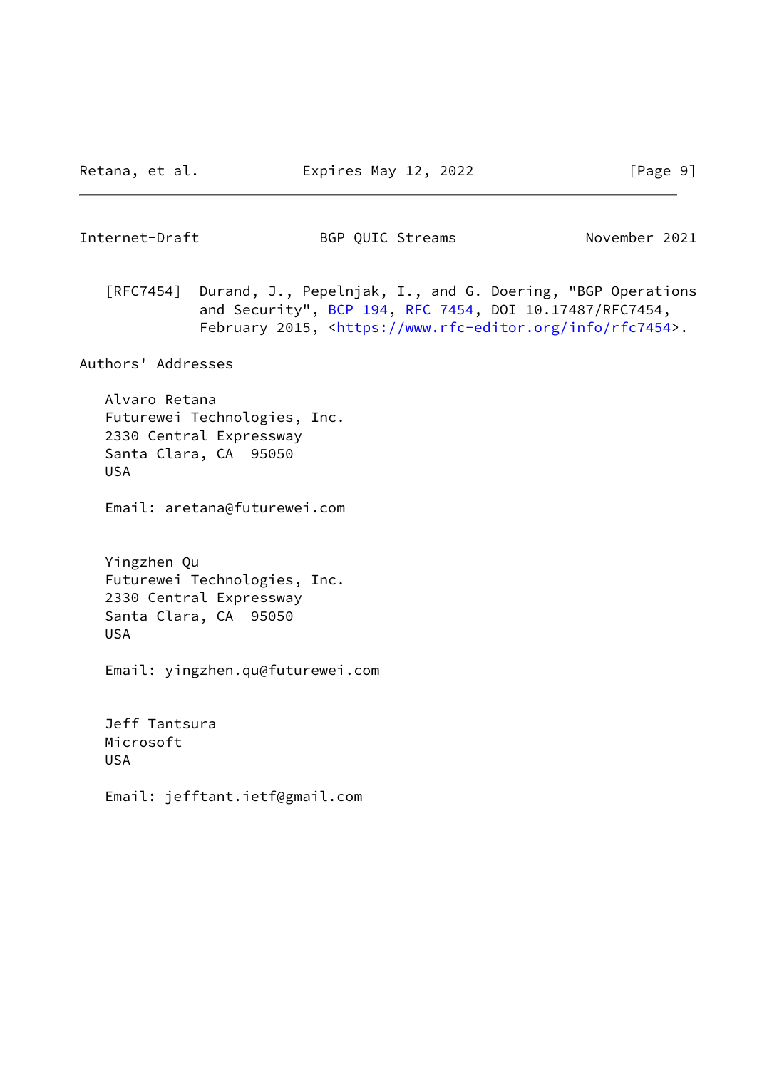[RFC7454] Durand, J., Pepelnjak, I., and G. Doering, "BGP Operations and Security", BCP 194, RFC 7454, DOI 10.17487/RFC7454, February 2015, <https://www.rfc-editor.org/info/rfc7454>.

## Authors' Addresses

Alvaro Retana
Futurewei Technologies, Inc.
2330 Central Expressway
Santa Clara, CA 95050
USA

Email: aretana@futurewei.com

Yingzhen Qu
Futurewei Technologies, Inc.
2330 Central Expressway
Santa Clara, CA 95050
USA

Email: yingzhen.qu@futurewei.com

Jeff Tantsura
Microsoft
USA

Email: jefftant.ietf@gmail.com